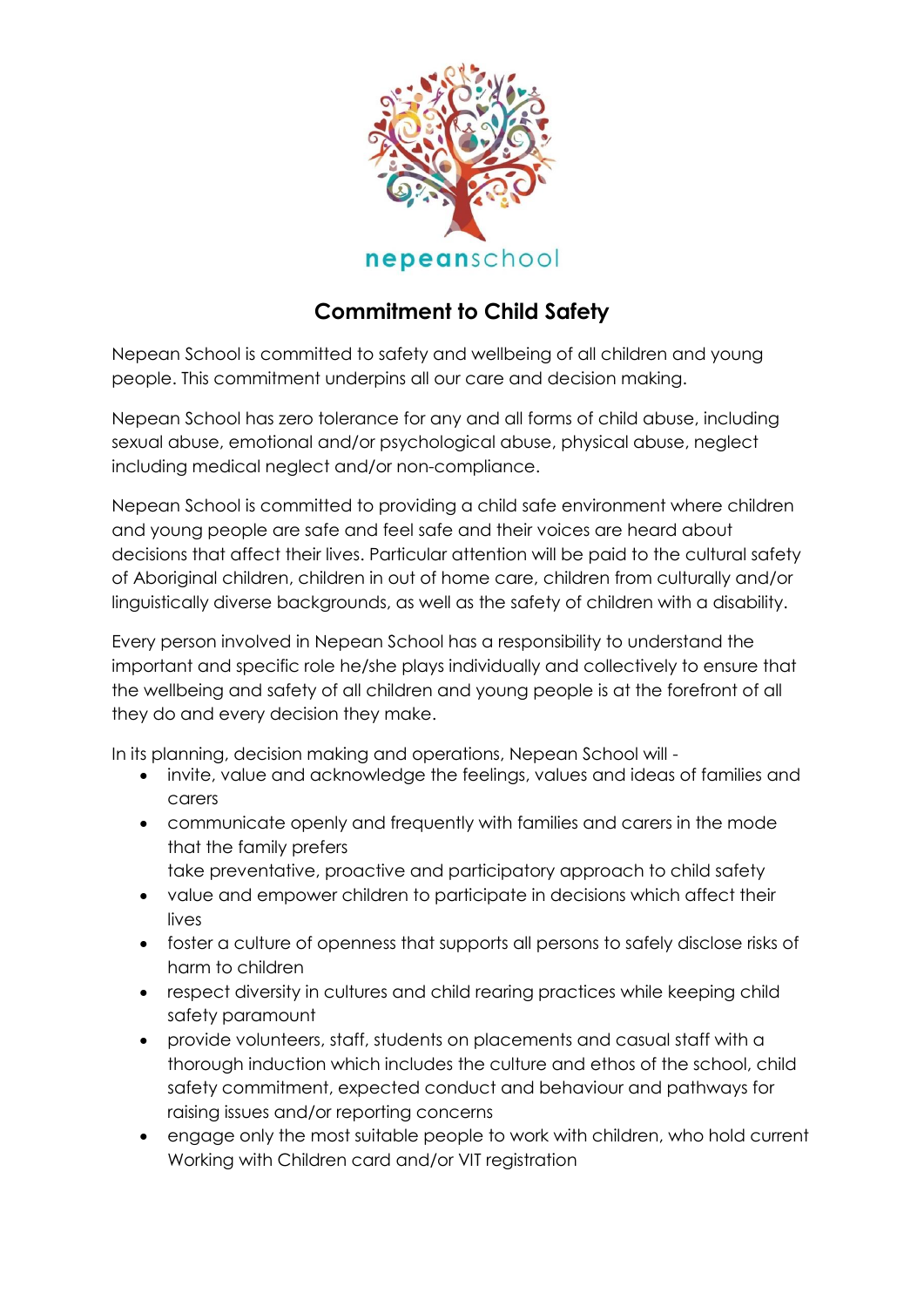nepeanschool

# Commitment to Child Safety

Nepean School is committed to safety and wellbeing of all children and young people. This commitment underpins all our care and decision making.

Nepean School has zero tolerance for any and all forms of child abuse, including sexual abuse, emotional and/or psychological abuse, physical abuse, neglect including medical neglect and/or non-compliance.

Nepean School is committed to providing a child safe environment where children and young people are safe and feel safe and their voices are heard about decisions that affect their lives. Particular attention will be paid to the cultural safety of Aboriginal children, children in out of home care, children from culturally and/or linguistically diverse backgrounds, as well as the safety of children with a disability.

Every person involved in Nepean School has a responsibility to understand the important and specific role he/she plays individually and collectively to ensure that the wellbeing and safety of all children and young people is at the forefront of all they do and every decision they make.

In its planning, decision making and operations, Nepean School will -

- invite, value and acknowledge the feelings, values and ideas of families and carers
- communicate openly and frequently with families and carers in the mode that the family prefers
  take preventative, proactive and participatory approach to child safety
- value and empower children to participate in decisions which affect their lives
- foster a culture of openness that supports all persons to safely disclose risks of harm to children
- respect diversity in cultures and child rearing practices while keeping child safety paramount
- provide volunteers, staff, students on placements and casual staff with a thorough induction which includes the culture and ethos of the school, child safety commitment, expected conduct and behaviour and pathways for raising issues and/or reporting concerns
- engage only the most suitable people to work with children, who hold current Working with Children card and/or VIT registration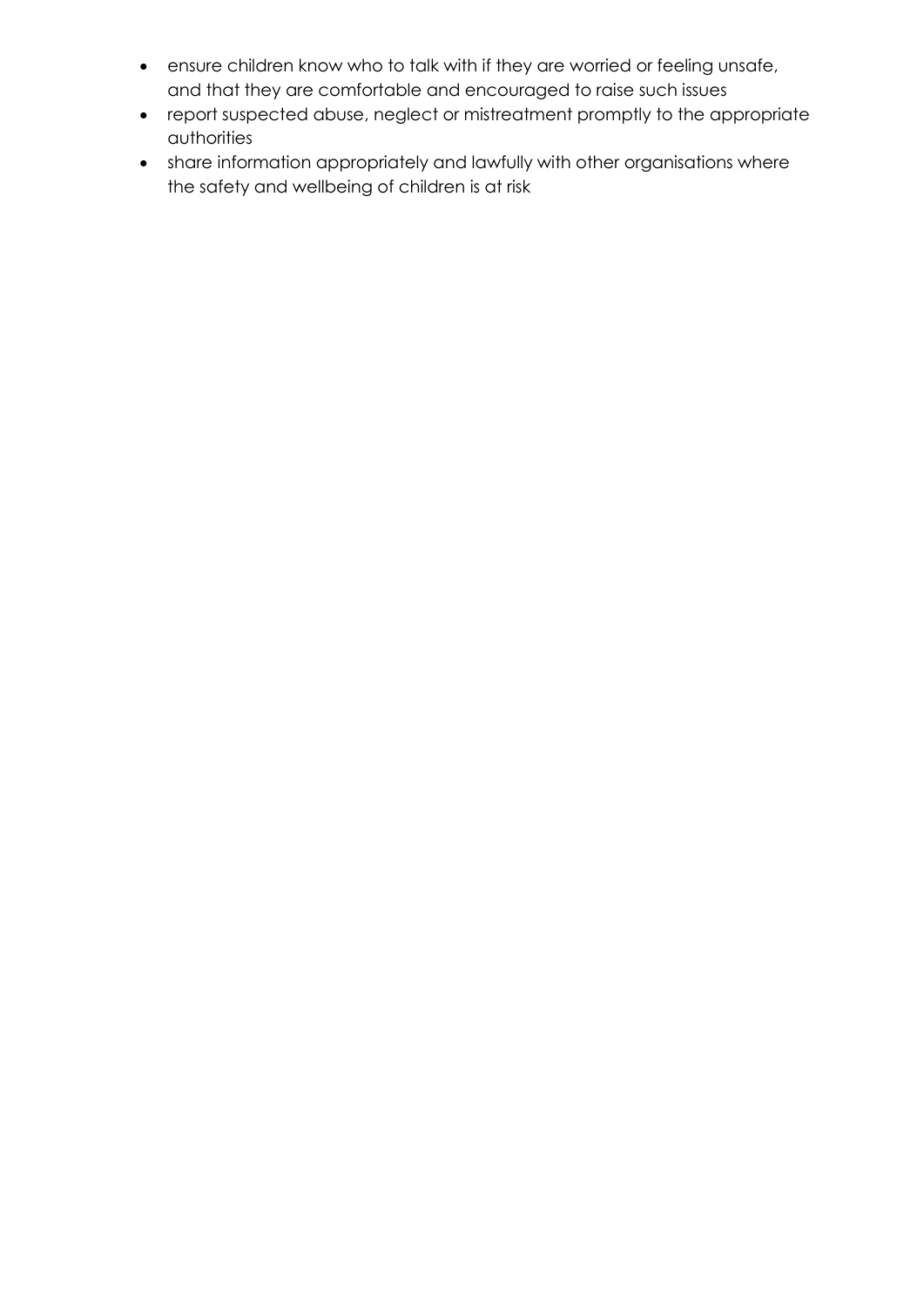- ensure children know who to talk with if they are worried or feeling unsafe, and that they are comfortable and encouraged to raise such issues
- report suspected abuse, neglect or mistreatment promptly to the appropriate authorities
- share information appropriately and lawfully with other organisations where the safety and wellbeing of children is at risk